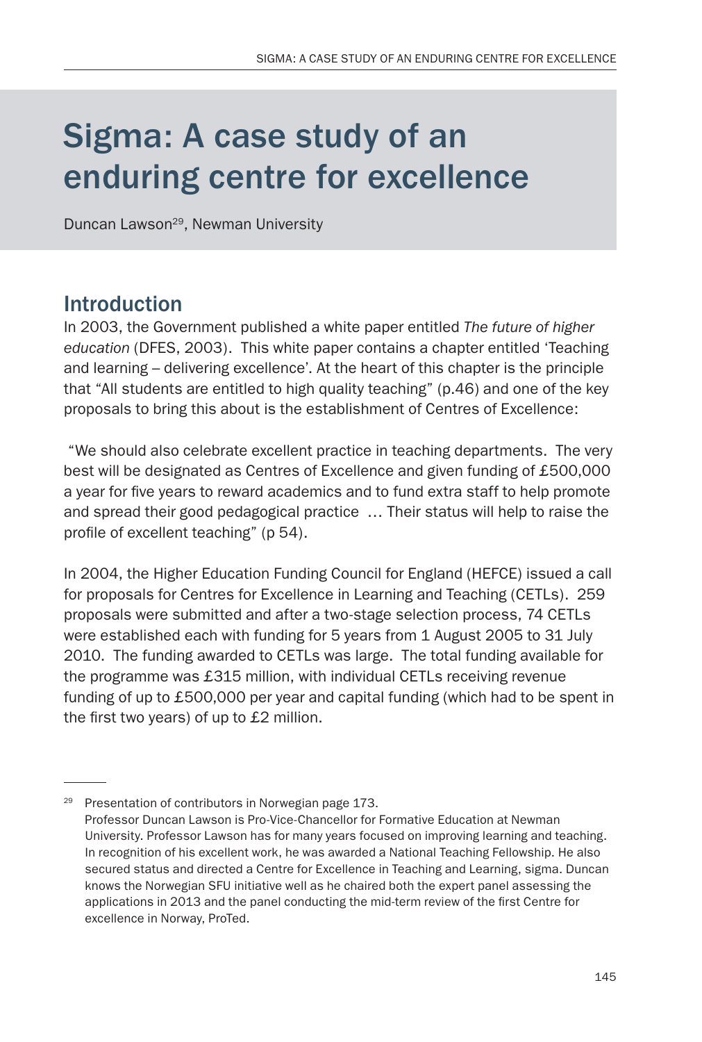# Sigma: A case study of an enduring centre for excellence

Duncan Lawson[29], Newman University

## Introduction

In 2003, the Government published a white paper entitled *The future of higher education* (DFES, 2003). This white paper contains a chapter entitled 'Teaching and learning – delivering excellence'. At the heart of this chapter is the principle that "All students are entitled to high quality teaching" (p.46) and one of the key proposals to bring this about is the establishment of Centres of Excellence:

"We should also celebrate excellent practice in teaching departments. The very best will be designated as Centres of Excellence and given funding of £500,000 a year for five years to reward academics and to fund extra staff to help promote and spread their good pedagogical practice … Their status will help to raise the profile of excellent teaching" (p 54).

In 2004, the Higher Education Funding Council for England (HEFCE) issued a call for proposals for Centres for Excellence in Learning and Teaching (CETLs). 259 proposals were submitted and after a two-stage selection process, 74 CETLs were established each with funding for 5 years from 1 August 2005 to 31 July 2010. The funding awarded to CETLs was large. The total funding available for the programme was £315 million, with individual CETLs receiving revenue funding of up to £500,000 per year and capital funding (which had to be spent in the first two years) of up to £2 million.

---

[29] Presentation of contributors in Norwegian page 173.
Professor Duncan Lawson is Pro-Vice-Chancellor for Formative Education at Newman University. Professor Lawson has for many years focused on improving learning and teaching. In recognition of his excellent work, he was awarded a National Teaching Fellowship. He also secured status and directed a Centre for Excellence in Teaching and Learning, sigma. Duncan knows the Norwegian SFU initiative well as he chaired both the expert panel assessing the applications in 2013 and the panel conducting the mid-term review of the first Centre for excellence in Norway, ProTed.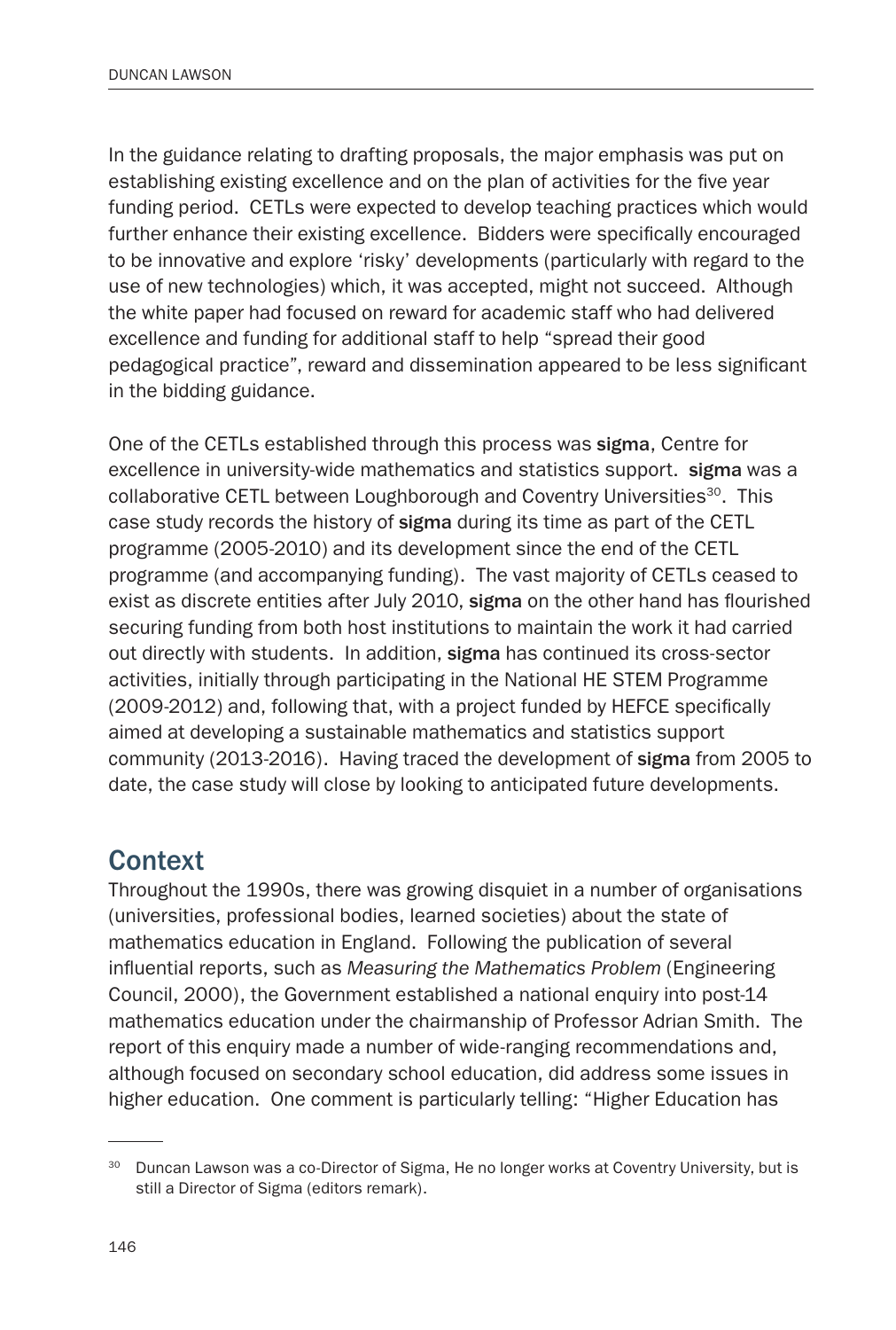In the guidance relating to drafting proposals, the major emphasis was put on establishing existing excellence and on the plan of activities for the five year funding period. CETLs were expected to develop teaching practices which would further enhance their existing excellence. Bidders were specifically encouraged to be innovative and explore 'risky' developments (particularly with regard to the use of new technologies) which, it was accepted, might not succeed. Although the white paper had focused on reward for academic staff who had delivered excellence and funding for additional staff to help "spread their good pedagogical practice", reward and dissemination appeared to be less significant in the bidding guidance.

One of the CETLs established through this process was **sigma**, Centre for excellence in university-wide mathematics and statistics support. **sigma** was a collaborative CETL between Loughborough and Coventry Universities[30]. This case study records the history of **sigma** during its time as part of the CETL programme (2005-2010) and its development since the end of the CETL programme (and accompanying funding). The vast majority of CETLs ceased to exist as discrete entities after July 2010, **sigma** on the other hand has flourished securing funding from both host institutions to maintain the work it had carried out directly with students. In addition, **sigma** has continued its cross-sector activities, initially through participating in the National HE STEM Programme (2009-2012) and, following that, with a project funded by HEFCE specifically aimed at developing a sustainable mathematics and statistics support community (2013-2016). Having traced the development of **sigma** from 2005 to date, the case study will close by looking to anticipated future developments.

## Context

Throughout the 1990s, there was growing disquiet in a number of organisations (universities, professional bodies, learned societies) about the state of mathematics education in England. Following the publication of several influential reports, such as *Measuring the Mathematics Problem* (Engineering Council, 2000), the Government established a national enquiry into post-14 mathematics education under the chairmanship of Professor Adrian Smith. The report of this enquiry made a number of wide-ranging recommendations and, although focused on secondary school education, did address some issues in higher education. One comment is particularly telling: "Higher Education has

---

[30] Duncan Lawson was a co-Director of Sigma, He no longer works at Coventry University, but is still a Director of Sigma (editors remark).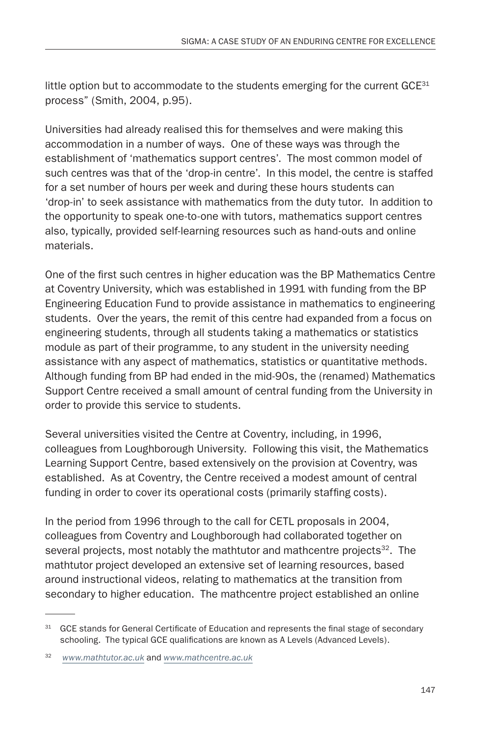little option but to accommodate to the students emerging for the current GCE[31] process" (Smith, 2004, p.95).

Universities had already realised this for themselves and were making this accommodation in a number of ways. One of these ways was through the establishment of 'mathematics support centres'. The most common model of such centres was that of the 'drop-in centre'. In this model, the centre is staffed for a set number of hours per week and during these hours students can 'drop-in' to seek assistance with mathematics from the duty tutor. In addition to the opportunity to speak one-to-one with tutors, mathematics support centres also, typically, provided self-learning resources such as hand-outs and online materials.

One of the first such centres in higher education was the BP Mathematics Centre at Coventry University, which was established in 1991 with funding from the BP Engineering Education Fund to provide assistance in mathematics to engineering students. Over the years, the remit of this centre had expanded from a focus on engineering students, through all students taking a mathematics or statistics module as part of their programme, to any student in the university needing assistance with any aspect of mathematics, statistics or quantitative methods. Although funding from BP had ended in the mid-90s, the (renamed) Mathematics Support Centre received a small amount of central funding from the University in order to provide this service to students.

Several universities visited the Centre at Coventry, including, in 1996, colleagues from Loughborough University. Following this visit, the Mathematics Learning Support Centre, based extensively on the provision at Coventry, was established. As at Coventry, the Centre received a modest amount of central funding in order to cover its operational costs (primarily staffing costs).

In the period from 1996 through to the call for CETL proposals in 2004, colleagues from Coventry and Loughborough had collaborated together on several projects, most notably the mathtutor and mathcentre projects[32]. The mathtutor project developed an extensive set of learning resources, based around instructional videos, relating to mathematics at the transition from secondary to higher education. The mathcentre project established an online

---

[31] GCE stands for General Certificate of Education and represents the final stage of secondary schooling. The typical GCE qualifications are known as A Levels (Advanced Levels).

[32] *www.mathtutor.ac.uk* and *www.mathcentre.ac.uk*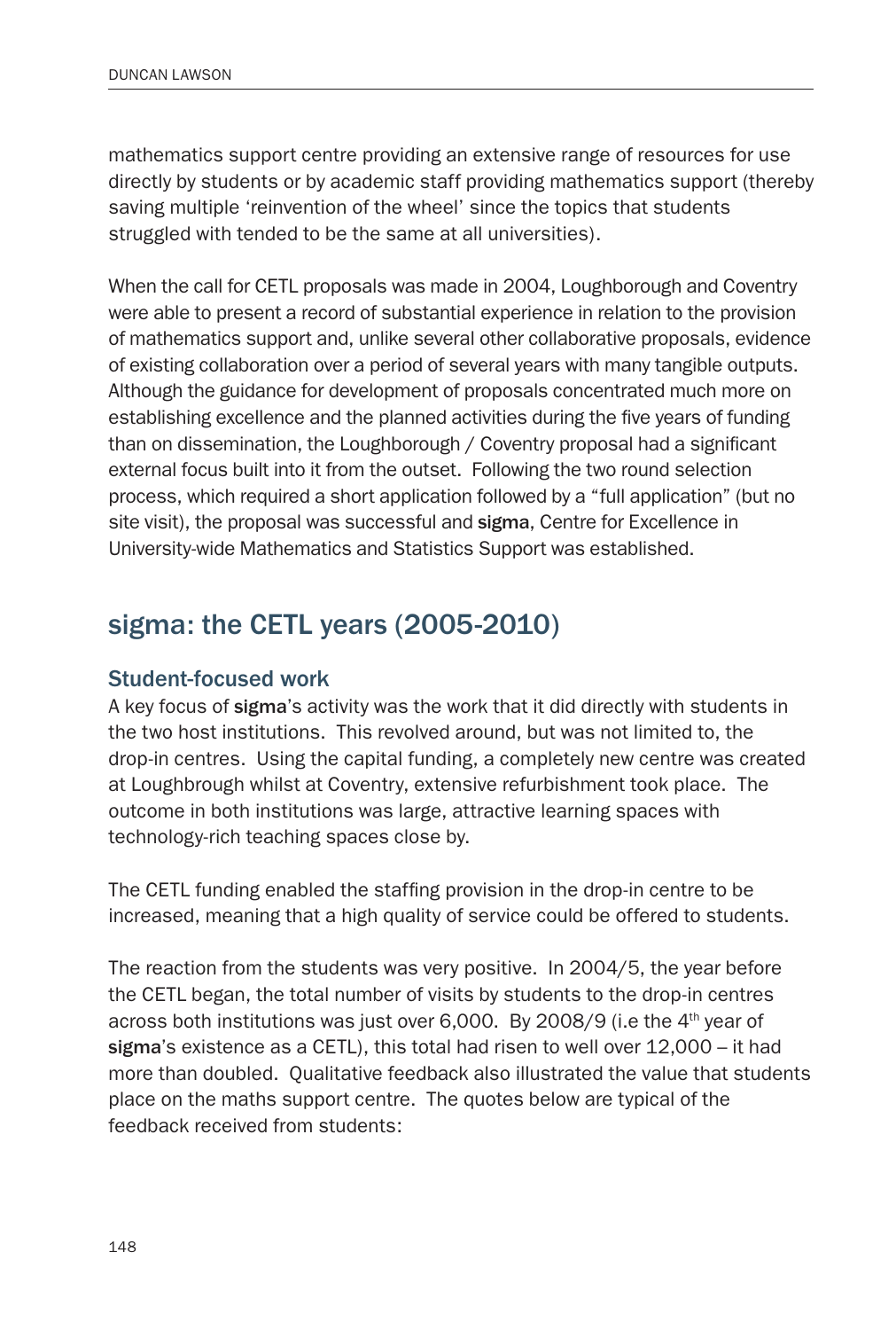mathematics support centre providing an extensive range of resources for use directly by students or by academic staff providing mathematics support (thereby saving multiple 'reinvention of the wheel' since the topics that students struggled with tended to be the same at all universities).

When the call for CETL proposals was made in 2004, Loughborough and Coventry were able to present a record of substantial experience in relation to the provision of mathematics support and, unlike several other collaborative proposals, evidence of existing collaboration over a period of several years with many tangible outputs. Although the guidance for development of proposals concentrated much more on establishing excellence and the planned activities during the five years of funding than on dissemination, the Loughborough / Coventry proposal had a significant external focus built into it from the outset. Following the two round selection process, which required a short application followed by a "full application" (but no site visit), the proposal was successful and **sigma**, Centre for Excellence in University-wide Mathematics and Statistics Support was established.

## sigma: the CETL years (2005-2010)

### Student-focused work

A key focus of **sigma**'s activity was the work that it did directly with students in the two host institutions. This revolved around, but was not limited to, the drop-in centres. Using the capital funding, a completely new centre was created at Loughborough whilst at Coventry, extensive refurbishment took place. The outcome in both institutions was large, attractive learning spaces with technology-rich teaching spaces close by.

The CETL funding enabled the staffing provision in the drop-in centre to be increased, meaning that a high quality of service could be offered to students.

The reaction from the students was very positive. In 2004/5, the year before the CETL began, the total number of visits by students to the drop-in centres across both institutions was just over 6,000. By 2008/9 (i.e the 4th year of **sigma**'s existence as a CETL), this total had risen to well over 12,000 – it had more than doubled. Qualitative feedback also illustrated the value that students place on the maths support centre. The quotes below are typical of the feedback received from students: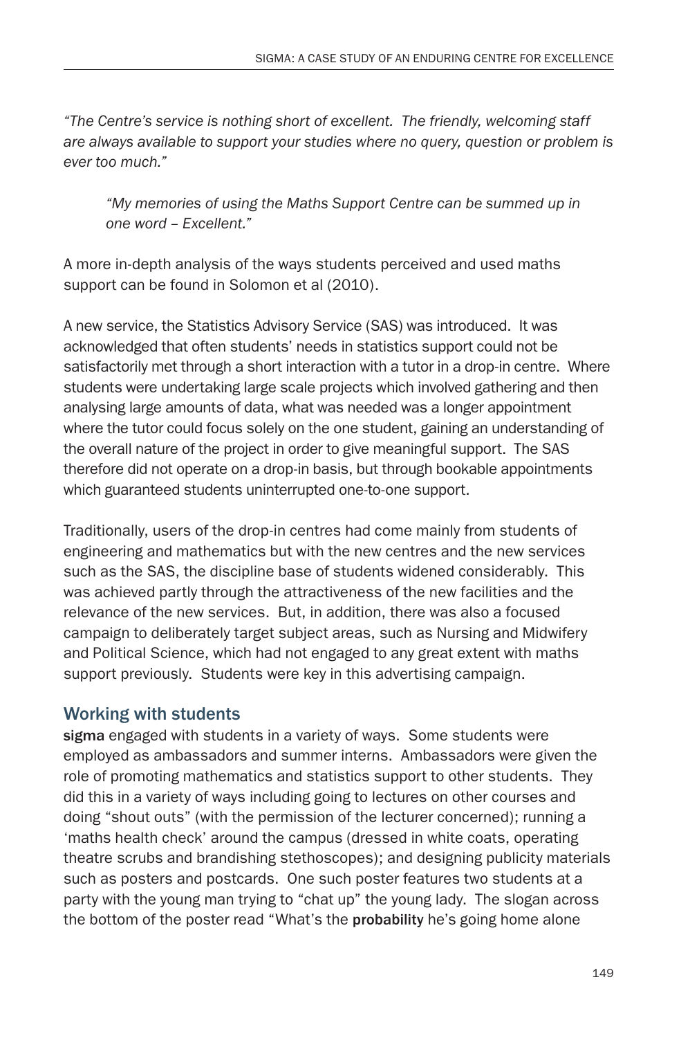*"The Centre's service is nothing short of excellent. The friendly, welcoming staff are always available to support your studies where no query, question or problem is ever too much."*

> *"My memories of using the Maths Support Centre can be summed up in one word – Excellent."*

A more in-depth analysis of the ways students perceived and used maths support can be found in Solomon et al (2010).

A new service, the Statistics Advisory Service (SAS) was introduced. It was acknowledged that often students' needs in statistics support could not be satisfactorily met through a short interaction with a tutor in a drop-in centre. Where students were undertaking large scale projects which involved gathering and then analysing large amounts of data, what was needed was a longer appointment where the tutor could focus solely on the one student, gaining an understanding of the overall nature of the project in order to give meaningful support. The SAS therefore did not operate on a drop-in basis, but through bookable appointments which guaranteed students uninterrupted one-to-one support.

Traditionally, users of the drop-in centres had come mainly from students of engineering and mathematics but with the new centres and the new services such as the SAS, the discipline base of students widened considerably. This was achieved partly through the attractiveness of the new facilities and the relevance of the new services. But, in addition, there was also a focused campaign to deliberately target subject areas, such as Nursing and Midwifery and Political Science, which had not engaged to any great extent with maths support previously. Students were key in this advertising campaign.

## Working with students

**sigma** engaged with students in a variety of ways. Some students were employed as ambassadors and summer interns. Ambassadors were given the role of promoting mathematics and statistics support to other students. They did this in a variety of ways including going to lectures on other courses and doing "shout outs" (with the permission of the lecturer concerned); running a 'maths health check' around the campus (dressed in white coats, operating theatre scrubs and brandishing stethoscopes); and designing publicity materials such as posters and postcards. One such poster features two students at a party with the young man trying to "chat up" the young lady. The slogan across the bottom of the poster read "What's the **probability** he's going home alone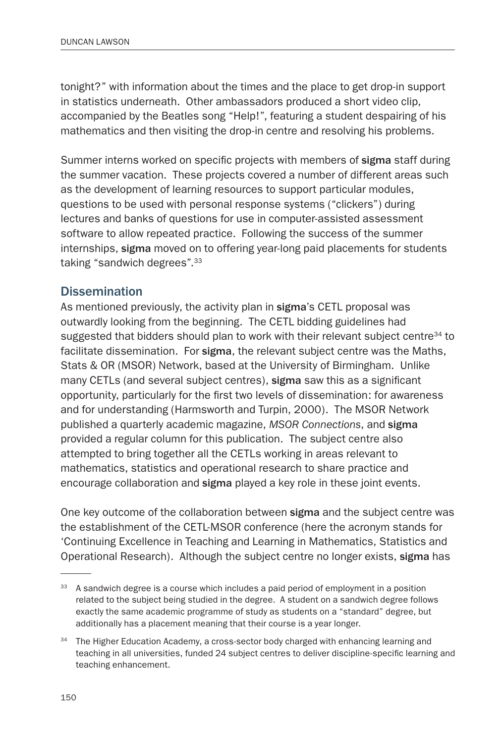tonight?" with information about the times and the place to get drop-in support in statistics underneath. Other ambassadors produced a short video clip, accompanied by the Beatles song "Help!", featuring a student despairing of his mathematics and then visiting the drop-in centre and resolving his problems.

Summer interns worked on specific projects with members of **sigma** staff during the summer vacation. These projects covered a number of different areas such as the development of learning resources to support particular modules, questions to be used with personal response systems ("clickers") during lectures and banks of questions for use in computer-assisted assessment software to allow repeated practice. Following the success of the summer internships, **sigma** moved on to offering year-long paid placements for students taking "sandwich degrees".[33]

## Dissemination

As mentioned previously, the activity plan in **sigma**'s CETL proposal was outwardly looking from the beginning. The CETL bidding guidelines had suggested that bidders should plan to work with their relevant subject centre[34] to facilitate dissemination. For **sigma**, the relevant subject centre was the Maths, Stats & OR (MSOR) Network, based at the University of Birmingham. Unlike many CETLs (and several subject centres), **sigma** saw this as a significant opportunity, particularly for the first two levels of dissemination: for awareness and for understanding (Harmsworth and Turpin, 2000). The MSOR Network published a quarterly academic magazine, *MSOR Connections*, and **sigma** provided a regular column for this publication. The subject centre also attempted to bring together all the CETLs working in areas relevant to mathematics, statistics and operational research to share practice and encourage collaboration and **sigma** played a key role in these joint events.

One key outcome of the collaboration between **sigma** and the subject centre was the establishment of the CETL-MSOR conference (here the acronym stands for 'Continuing Excellence in Teaching and Learning in Mathematics, Statistics and Operational Research). Although the subject centre no longer exists, **sigma** has

---

[33] A sandwich degree is a course which includes a paid period of employment in a position related to the subject being studied in the degree. A student on a sandwich degree follows exactly the same academic programme of study as students on a "standard" degree, but additionally has a placement meaning that their course is a year longer.

[34] The Higher Education Academy, a cross-sector body charged with enhancing learning and teaching in all universities, funded 24 subject centres to deliver discipline-specific learning and teaching enhancement.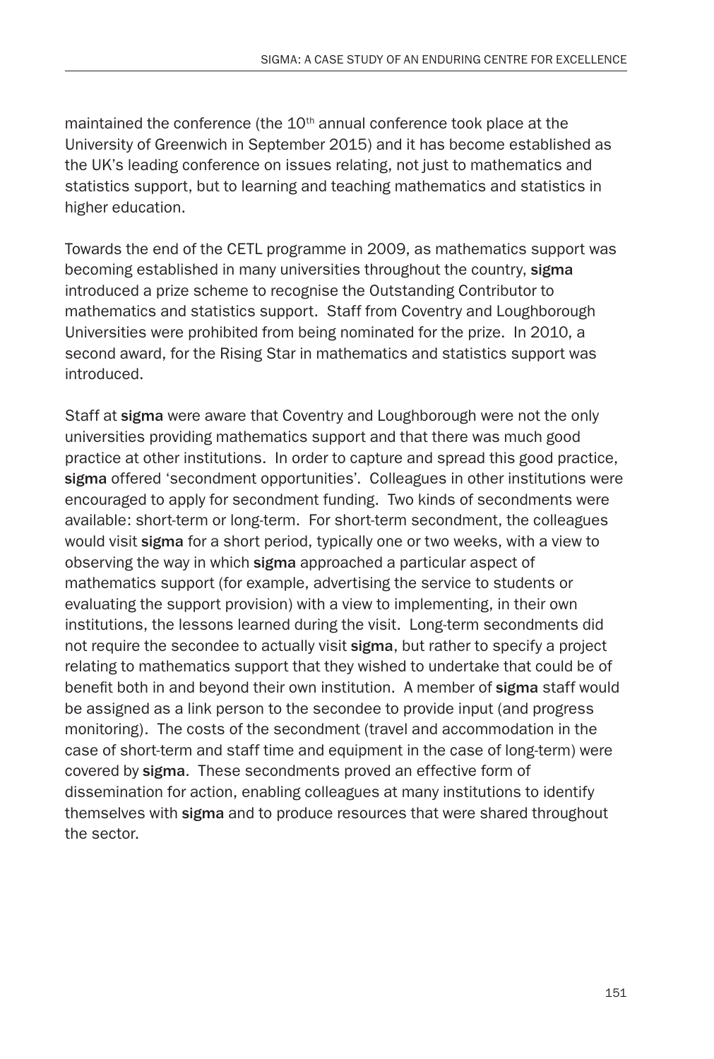maintained the conference (the 10th annual conference took place at the University of Greenwich in September 2015) and it has become established as the UK's leading conference on issues relating, not just to mathematics and statistics support, but to learning and teaching mathematics and statistics in higher education.

Towards the end of the CETL programme in 2009, as mathematics support was becoming established in many universities throughout the country, **sigma** introduced a prize scheme to recognise the Outstanding Contributor to mathematics and statistics support. Staff from Coventry and Loughborough Universities were prohibited from being nominated for the prize. In 2010, a second award, for the Rising Star in mathematics and statistics support was introduced.

Staff at **sigma** were aware that Coventry and Loughborough were not the only universities providing mathematics support and that there was much good practice at other institutions. In order to capture and spread this good practice, **sigma** offered 'secondment opportunities'. Colleagues in other institutions were encouraged to apply for secondment funding. Two kinds of secondments were available: short-term or long-term. For short-term secondment, the colleagues would visit **sigma** for a short period, typically one or two weeks, with a view to observing the way in which **sigma** approached a particular aspect of mathematics support (for example, advertising the service to students or evaluating the support provision) with a view to implementing, in their own institutions, the lessons learned during the visit. Long-term secondments did not require the secondee to actually visit **sigma**, but rather to specify a project relating to mathematics support that they wished to undertake that could be of benefit both in and beyond their own institution. A member of **sigma** staff would be assigned as a link person to the secondee to provide input (and progress monitoring). The costs of the secondment (travel and accommodation in the case of short-term and staff time and equipment in the case of long-term) were covered by **sigma**. These secondments proved an effective form of dissemination for action, enabling colleagues at many institutions to identify themselves with **sigma** and to produce resources that were shared throughout the sector.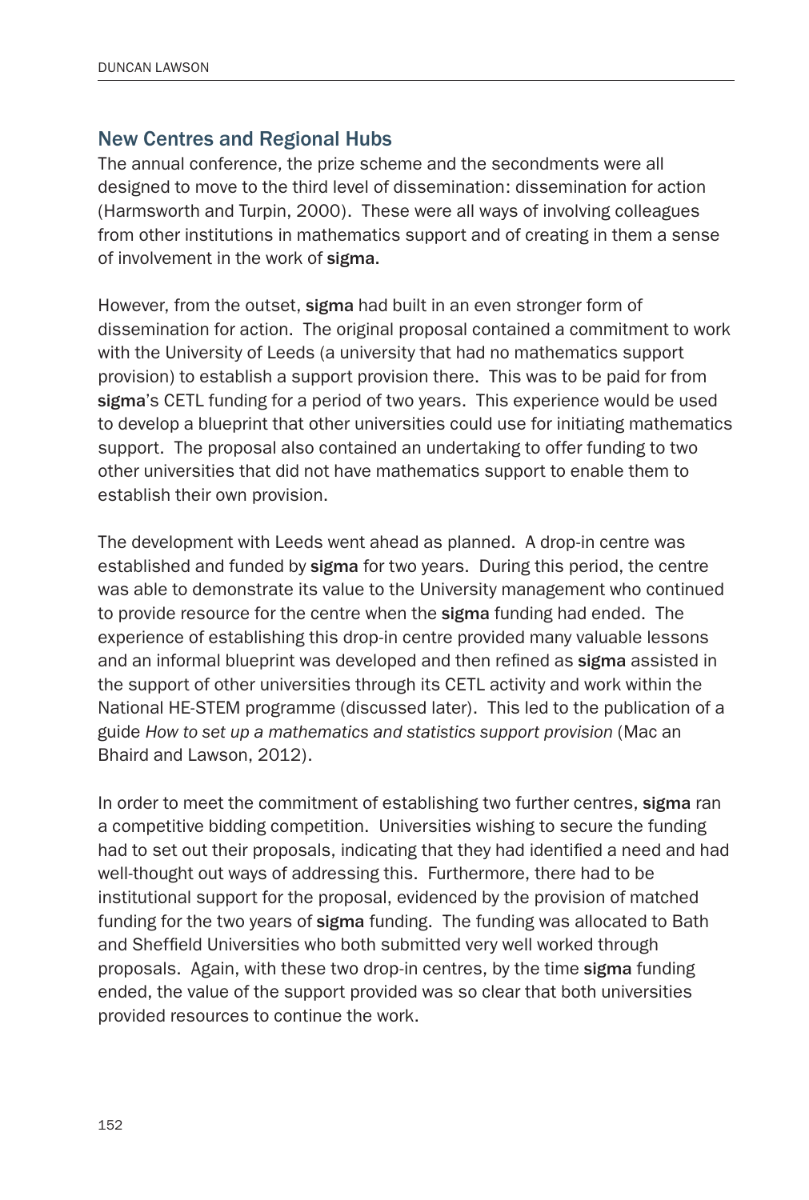## New Centres and Regional Hubs

The annual conference, the prize scheme and the secondments were all designed to move to the third level of dissemination: dissemination for action (Harmsworth and Turpin, 2000). These were all ways of involving colleagues from other institutions in mathematics support and of creating in them a sense of involvement in the work of **sigma**.

However, from the outset, **sigma** had built in an even stronger form of dissemination for action. The original proposal contained a commitment to work with the University of Leeds (a university that had no mathematics support provision) to establish a support provision there. This was to be paid for from **sigma**'s CETL funding for a period of two years. This experience would be used to develop a blueprint that other universities could use for initiating mathematics support. The proposal also contained an undertaking to offer funding to two other universities that did not have mathematics support to enable them to establish their own provision.

The development with Leeds went ahead as planned. A drop-in centre was established and funded by **sigma** for two years. During this period, the centre was able to demonstrate its value to the University management who continued to provide resource for the centre when the **sigma** funding had ended. The experience of establishing this drop-in centre provided many valuable lessons and an informal blueprint was developed and then refined as **sigma** assisted in the support of other universities through its CETL activity and work within the National HE-STEM programme (discussed later). This led to the publication of a guide *How to set up a mathematics and statistics support provision* (Mac an Bhaird and Lawson, 2012).

In order to meet the commitment of establishing two further centres, **sigma** ran a competitive bidding competition. Universities wishing to secure the funding had to set out their proposals, indicating that they had identified a need and had well-thought out ways of addressing this. Furthermore, there had to be institutional support for the proposal, evidenced by the provision of matched funding for the two years of **sigma** funding. The funding was allocated to Bath and Sheffield Universities who both submitted very well worked through proposals. Again, with these two drop-in centres, by the time **sigma** funding ended, the value of the support provided was so clear that both universities provided resources to continue the work.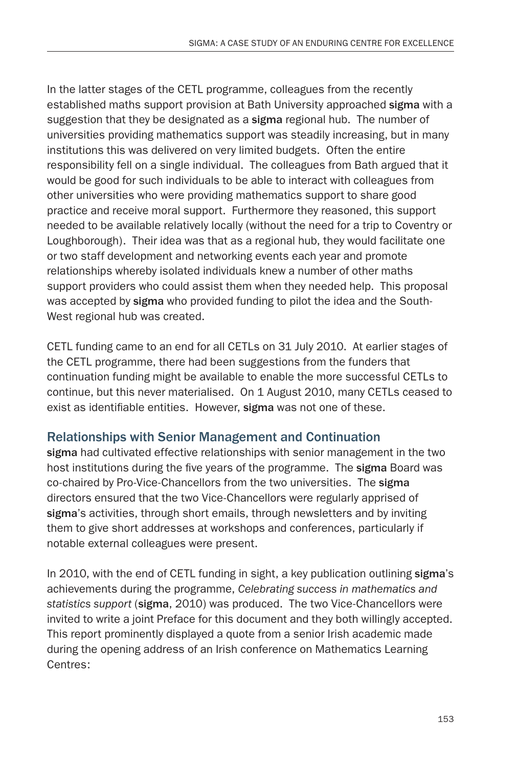In the latter stages of the CETL programme, colleagues from the recently established maths support provision at Bath University approached **sigma** with a suggestion that they be designated as a **sigma** regional hub. The number of universities providing mathematics support was steadily increasing, but in many institutions this was delivered on very limited budgets. Often the entire responsibility fell on a single individual. The colleagues from Bath argued that it would be good for such individuals to be able to interact with colleagues from other universities who were providing mathematics support to share good practice and receive moral support. Furthermore they reasoned, this support needed to be available relatively locally (without the need for a trip to Coventry or Loughborough). Their idea was that as a regional hub, they would facilitate one or two staff development and networking events each year and promote relationships whereby isolated individuals knew a number of other maths support providers who could assist them when they needed help. This proposal was accepted by **sigma** who provided funding to pilot the idea and the South-West regional hub was created.

CETL funding came to an end for all CETLs on 31 July 2010. At earlier stages of the CETL programme, there had been suggestions from the funders that continuation funding might be available to enable the more successful CETLs to continue, but this never materialised. On 1 August 2010, many CETLs ceased to exist as identifiable entities. However, **sigma** was not one of these.

## Relationships with Senior Management and Continuation

**sigma** had cultivated effective relationships with senior management in the two host institutions during the five years of the programme. The **sigma** Board was co-chaired by Pro-Vice-Chancellors from the two universities. The **sigma** directors ensured that the two Vice-Chancellors were regularly apprised of **sigma**'s activities, through short emails, through newsletters and by inviting them to give short addresses at workshops and conferences, particularly if notable external colleagues were present.

In 2010, with the end of CETL funding in sight, a key publication outlining **sigma**'s achievements during the programme, *Celebrating success in mathematics and statistics support* (**sigma**, 2010) was produced. The two Vice-Chancellors were invited to write a joint Preface for this document and they both willingly accepted. This report prominently displayed a quote from a senior Irish academic made during the opening address of an Irish conference on Mathematics Learning Centres: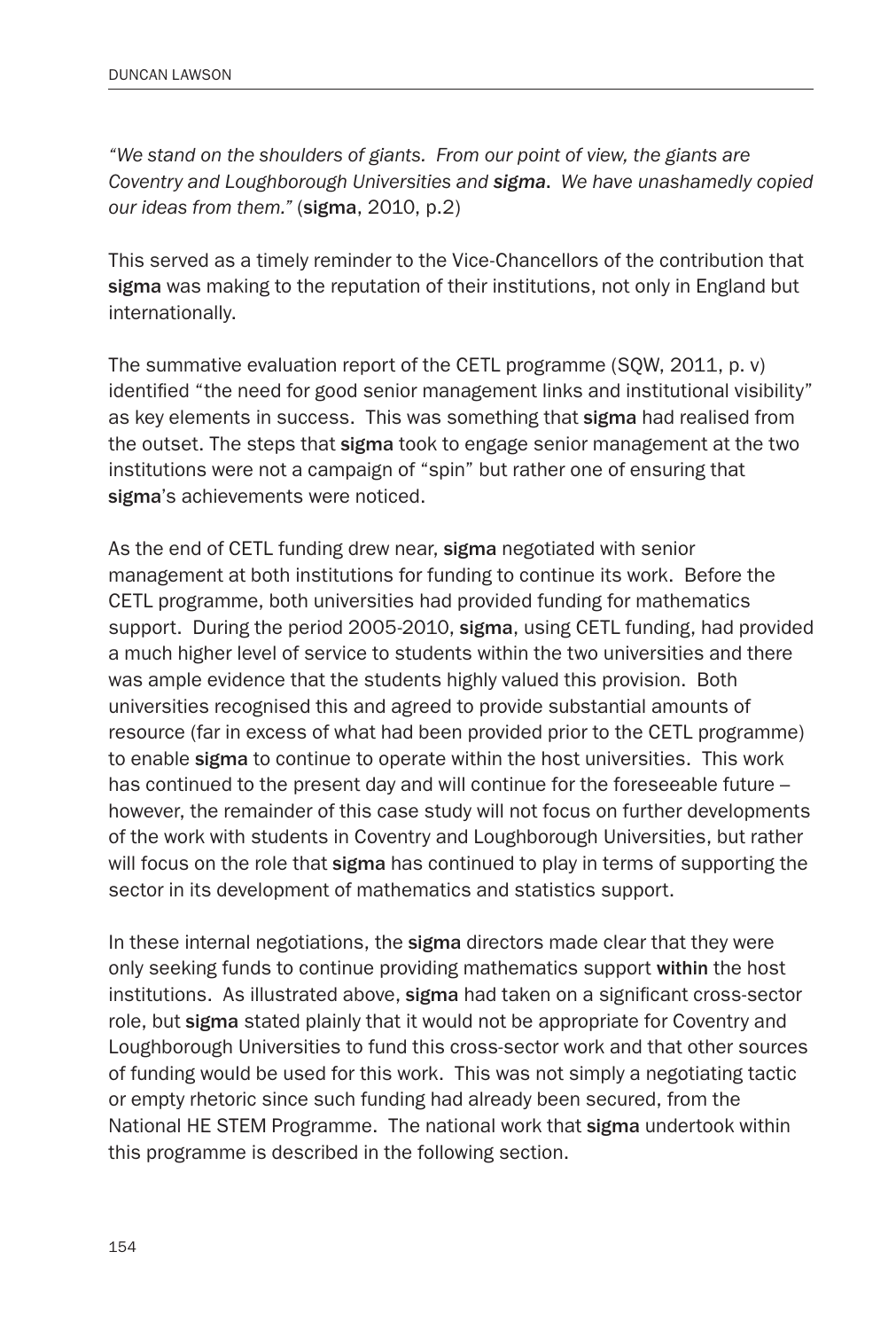*"We stand on the shoulders of giants. From our point of view, the giants are Coventry and Loughborough Universities and **sigma**. We have unashamedly copied our ideas from them."* (**sigma**, 2010, p.2)

This served as a timely reminder to the Vice-Chancellors of the contribution that **sigma** was making to the reputation of their institutions, not only in England but internationally.

The summative evaluation report of the CETL programme (SQW, 2011, p. v) identified "the need for good senior management links and institutional visibility" as key elements in success. This was something that **sigma** had realised from the outset. The steps that **sigma** took to engage senior management at the two institutions were not a campaign of "spin" but rather one of ensuring that **sigma**'s achievements were noticed.

As the end of CETL funding drew near, **sigma** negotiated with senior management at both institutions for funding to continue its work. Before the CETL programme, both universities had provided funding for mathematics support. During the period 2005-2010, **sigma**, using CETL funding, had provided a much higher level of service to students within the two universities and there was ample evidence that the students highly valued this provision. Both universities recognised this and agreed to provide substantial amounts of resource (far in excess of what had been provided prior to the CETL programme) to enable **sigma** to continue to operate within the host universities. This work has continued to the present day and will continue for the foreseeable future – however, the remainder of this case study will not focus on further developments of the work with students in Coventry and Loughborough Universities, but rather will focus on the role that **sigma** has continued to play in terms of supporting the sector in its development of mathematics and statistics support.

In these internal negotiations, the **sigma** directors made clear that they were only seeking funds to continue providing mathematics support **within** the host institutions. As illustrated above, **sigma** had taken on a significant cross-sector role, but **sigma** stated plainly that it would not be appropriate for Coventry and Loughborough Universities to fund this cross-sector work and that other sources of funding would be used for this work. This was not simply a negotiating tactic or empty rhetoric since such funding had already been secured, from the National HE STEM Programme. The national work that **sigma** undertook within this programme is described in the following section.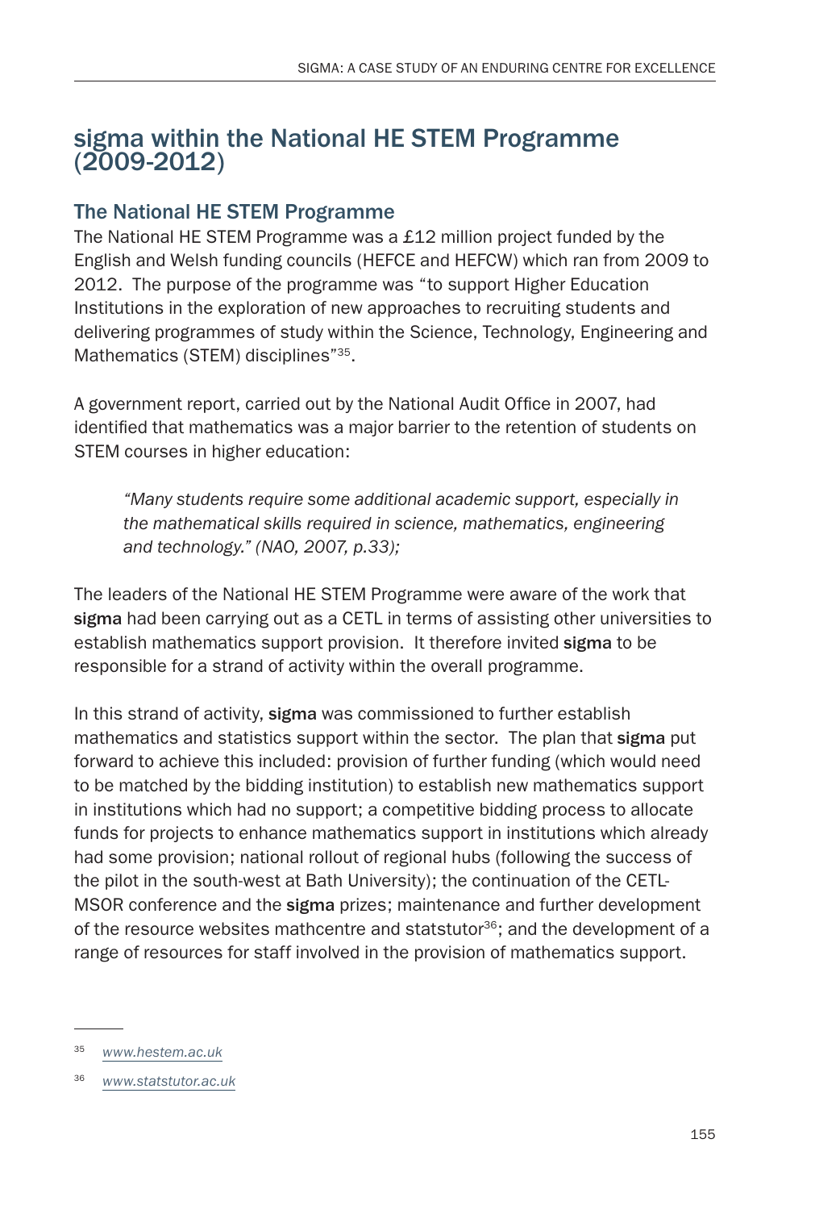# sigma within the National HE STEM Programme (2009-2012)

## The National HE STEM Programme

The National HE STEM Programme was a £12 million project funded by the English and Welsh funding councils (HEFCE and HEFCW) which ran from 2009 to 2012. The purpose of the programme was "to support Higher Education Institutions in the exploration of new approaches to recruiting students and delivering programmes of study within the Science, Technology, Engineering and Mathematics (STEM) disciplines"[35].

A government report, carried out by the National Audit Office in 2007, had identified that mathematics was a major barrier to the retention of students on STEM courses in higher education:

> *"Many students require some additional academic support, especially in the mathematical skills required in science, mathematics, engineering and technology." (NAO, 2007, p.33);*

The leaders of the National HE STEM Programme were aware of the work that **sigma** had been carrying out as a CETL in terms of assisting other universities to establish mathematics support provision. It therefore invited **sigma** to be responsible for a strand of activity within the overall programme.

In this strand of activity, **sigma** was commissioned to further establish mathematics and statistics support within the sector. The plan that **sigma** put forward to achieve this included: provision of further funding (which would need to be matched by the bidding institution) to establish new mathematics support in institutions which had no support; a competitive bidding process to allocate funds for projects to enhance mathematics support in institutions which already had some provision; national rollout of regional hubs (following the success of the pilot in the south-west at Bath University); the continuation of the CETL-MSOR conference and the **sigma** prizes; maintenance and further development of the resource websites mathcentre and statstutor[36]; and the development of a range of resources for staff involved in the provision of mathematics support.

---

[35] *www.hestem.ac.uk*

[36] *www.statstutor.ac.uk*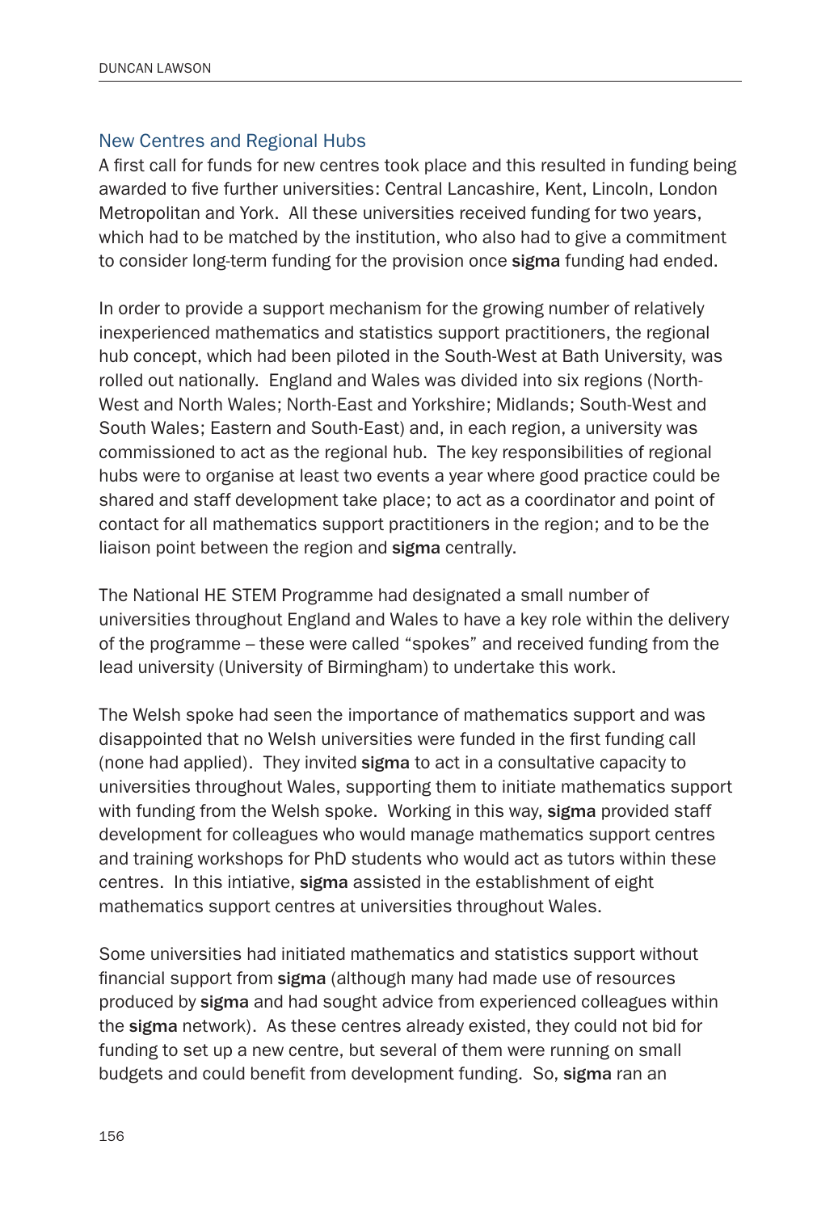## New Centres and Regional Hubs

A first call for funds for new centres took place and this resulted in funding being awarded to five further universities: Central Lancashire, Kent, Lincoln, London Metropolitan and York. All these universities received funding for two years, which had to be matched by the institution, who also had to give a commitment to consider long-term funding for the provision once **sigma** funding had ended.

In order to provide a support mechanism for the growing number of relatively inexperienced mathematics and statistics support practitioners, the regional hub concept, which had been piloted in the South-West at Bath University, was rolled out nationally. England and Wales was divided into six regions (North-West and North Wales; North-East and Yorkshire; Midlands; South-West and South Wales; Eastern and South-East) and, in each region, a university was commissioned to act as the regional hub. The key responsibilities of regional hubs were to organise at least two events a year where good practice could be shared and staff development take place; to act as a coordinator and point of contact for all mathematics support practitioners in the region; and to be the liaison point between the region and **sigma** centrally.

The National HE STEM Programme had designated a small number of universities throughout England and Wales to have a key role within the delivery of the programme – these were called "spokes" and received funding from the lead university (University of Birmingham) to undertake this work.

The Welsh spoke had seen the importance of mathematics support and was disappointed that no Welsh universities were funded in the first funding call (none had applied). They invited **sigma** to act in a consultative capacity to universities throughout Wales, supporting them to initiate mathematics support with funding from the Welsh spoke. Working in this way, **sigma** provided staff development for colleagues who would manage mathematics support centres and training workshops for PhD students who would act as tutors within these centres. In this intiative, **sigma** assisted in the establishment of eight mathematics support centres at universities throughout Wales.

Some universities had initiated mathematics and statistics support without financial support from **sigma** (although many had made use of resources produced by **sigma** and had sought advice from experienced colleagues within the **sigma** network). As these centres already existed, they could not bid for funding to set up a new centre, but several of them were running on small budgets and could benefit from development funding. So, **sigma** ran an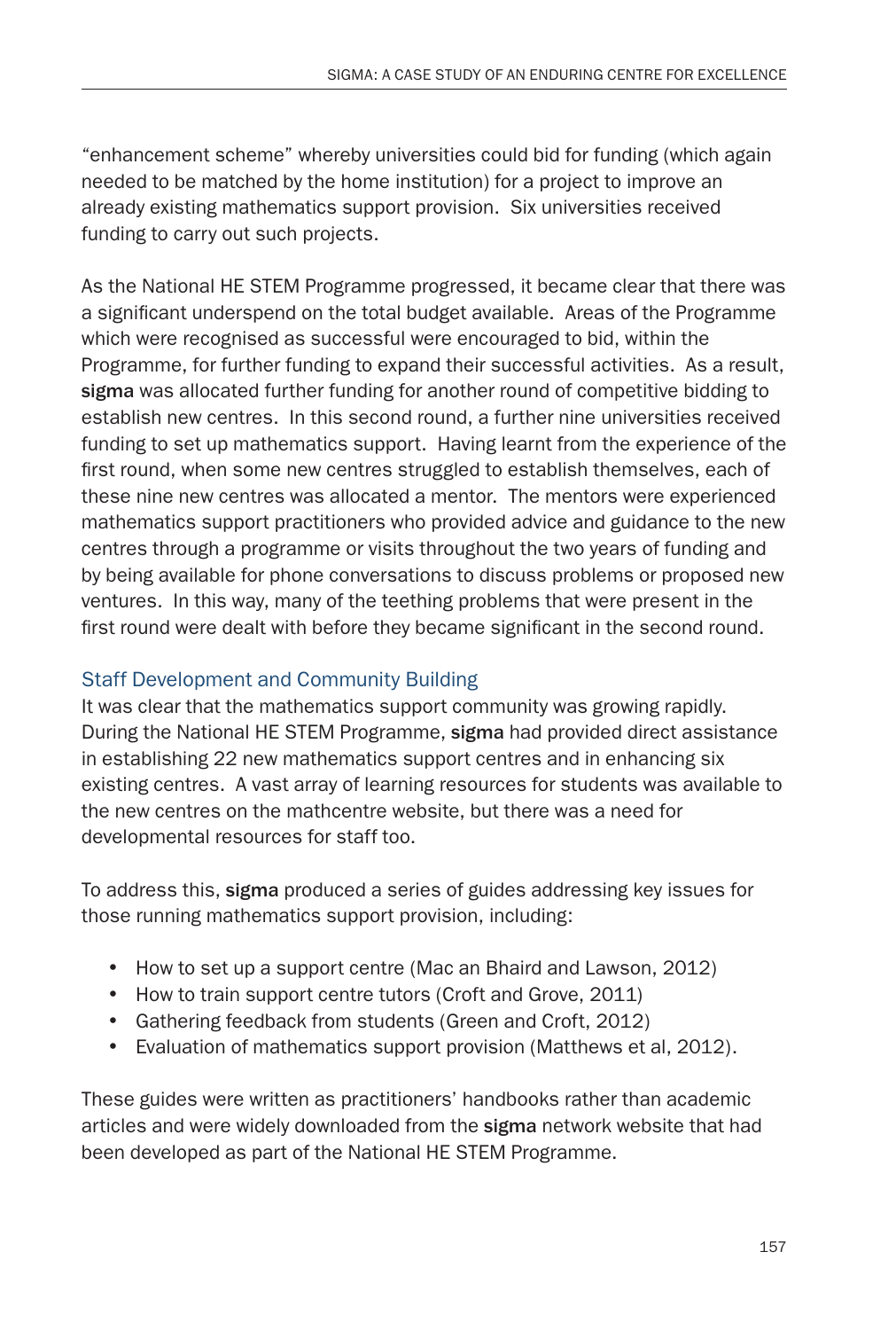"enhancement scheme" whereby universities could bid for funding (which again needed to be matched by the home institution) for a project to improve an already existing mathematics support provision. Six universities received funding to carry out such projects.

As the National HE STEM Programme progressed, it became clear that there was a significant underspend on the total budget available. Areas of the Programme which were recognised as successful were encouraged to bid, within the Programme, for further funding to expand their successful activities. As a result, **sigma** was allocated further funding for another round of competitive bidding to establish new centres. In this second round, a further nine universities received funding to set up mathematics support. Having learnt from the experience of the first round, when some new centres struggled to establish themselves, each of these nine new centres was allocated a mentor. The mentors were experienced mathematics support practitioners who provided advice and guidance to the new centres through a programme or visits throughout the two years of funding and by being available for phone conversations to discuss problems or proposed new ventures. In this way, many of the teething problems that were present in the first round were dealt with before they became significant in the second round.

## Staff Development and Community Building

It was clear that the mathematics support community was growing rapidly. During the National HE STEM Programme, **sigma** had provided direct assistance in establishing 22 new mathematics support centres and in enhancing six existing centres. A vast array of learning resources for students was available to the new centres on the mathcentre website, but there was a need for developmental resources for staff too.

To address this, **sigma** produced a series of guides addressing key issues for those running mathematics support provision, including:

- How to set up a support centre (Mac an Bhaird and Lawson, 2012)
- How to train support centre tutors (Croft and Grove, 2011)
- Gathering feedback from students (Green and Croft, 2012)
- Evaluation of mathematics support provision (Matthews et al, 2012).

These guides were written as practitioners' handbooks rather than academic articles and were widely downloaded from the **sigma** network website that had been developed as part of the National HE STEM Programme.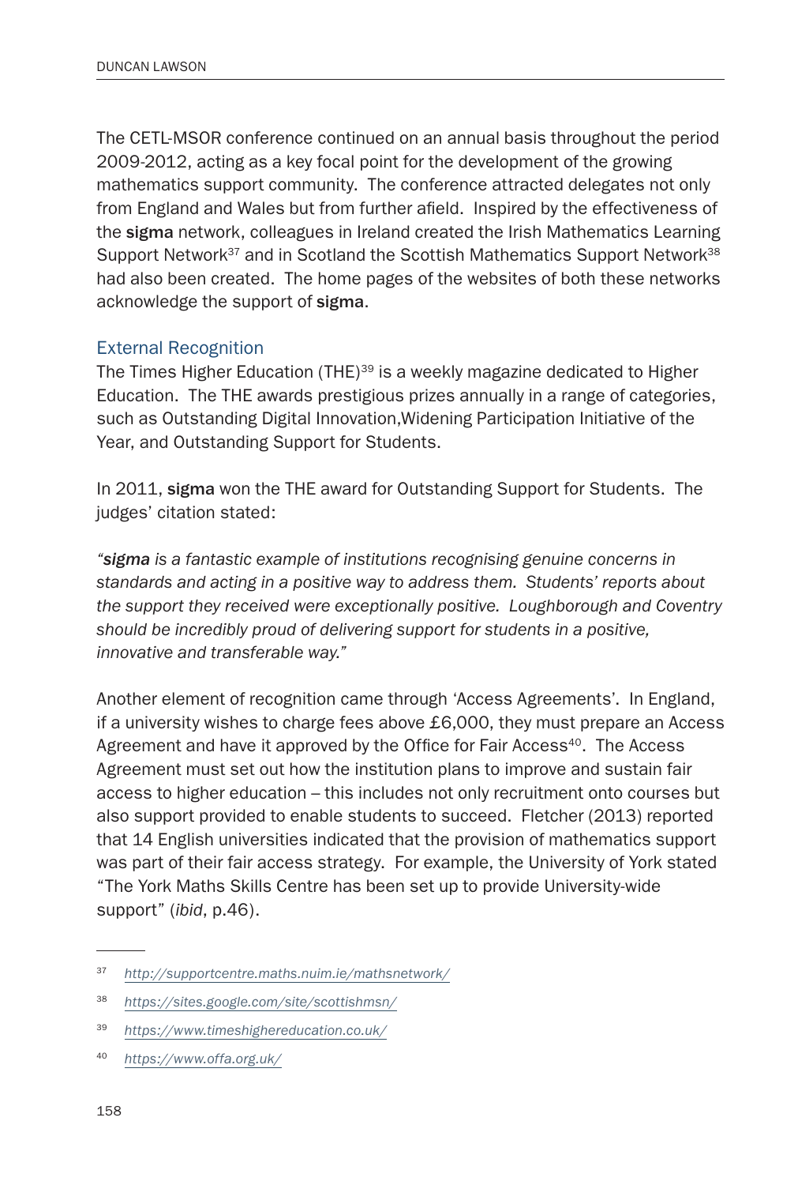The CETL-MSOR conference continued on an annual basis throughout the period 2009-2012, acting as a key focal point for the development of the growing mathematics support community. The conference attracted delegates not only from England and Wales but from further afield. Inspired by the effectiveness of the **sigma** network, colleagues in Ireland created the Irish Mathematics Learning Support Network[37] and in Scotland the Scottish Mathematics Support Network[38] had also been created. The home pages of the websites of both these networks acknowledge the support of **sigma**.

## External Recognition

The Times Higher Education (THE)[39] is a weekly magazine dedicated to Higher Education. The THE awards prestigious prizes annually in a range of categories, such as Outstanding Digital Innovation,Widening Participation Initiative of the Year, and Outstanding Support for Students.

In 2011, **sigma** won the THE award for Outstanding Support for Students. The judges' citation stated:

*"**sigma** is a fantastic example of institutions recognising genuine concerns in standards and acting in a positive way to address them. Students' reports about the support they received were exceptionally positive. Loughborough and Coventry should be incredibly proud of delivering support for students in a positive, innovative and transferable way."*

Another element of recognition came through 'Access Agreements'. In England, if a university wishes to charge fees above £6,000, they must prepare an Access Agreement and have it approved by the Office for Fair Access[40]. The Access Agreement must set out how the institution plans to improve and sustain fair access to higher education – this includes not only recruitment onto courses but also support provided to enable students to succeed. Fletcher (2013) reported that 14 English universities indicated that the provision of mathematics support was part of their fair access strategy. For example, the University of York stated "The York Maths Skills Centre has been set up to provide University-wide support" (*ibid*, p.46).

---

[37] *http://supportcentre.maths.nuim.ie/mathsnetwork/*

[38] *https://sites.google.com/site/scottishmsn/*

[39] *https://www.timeshighereducation.co.uk/*

[40] *https://www.offa.org.uk/*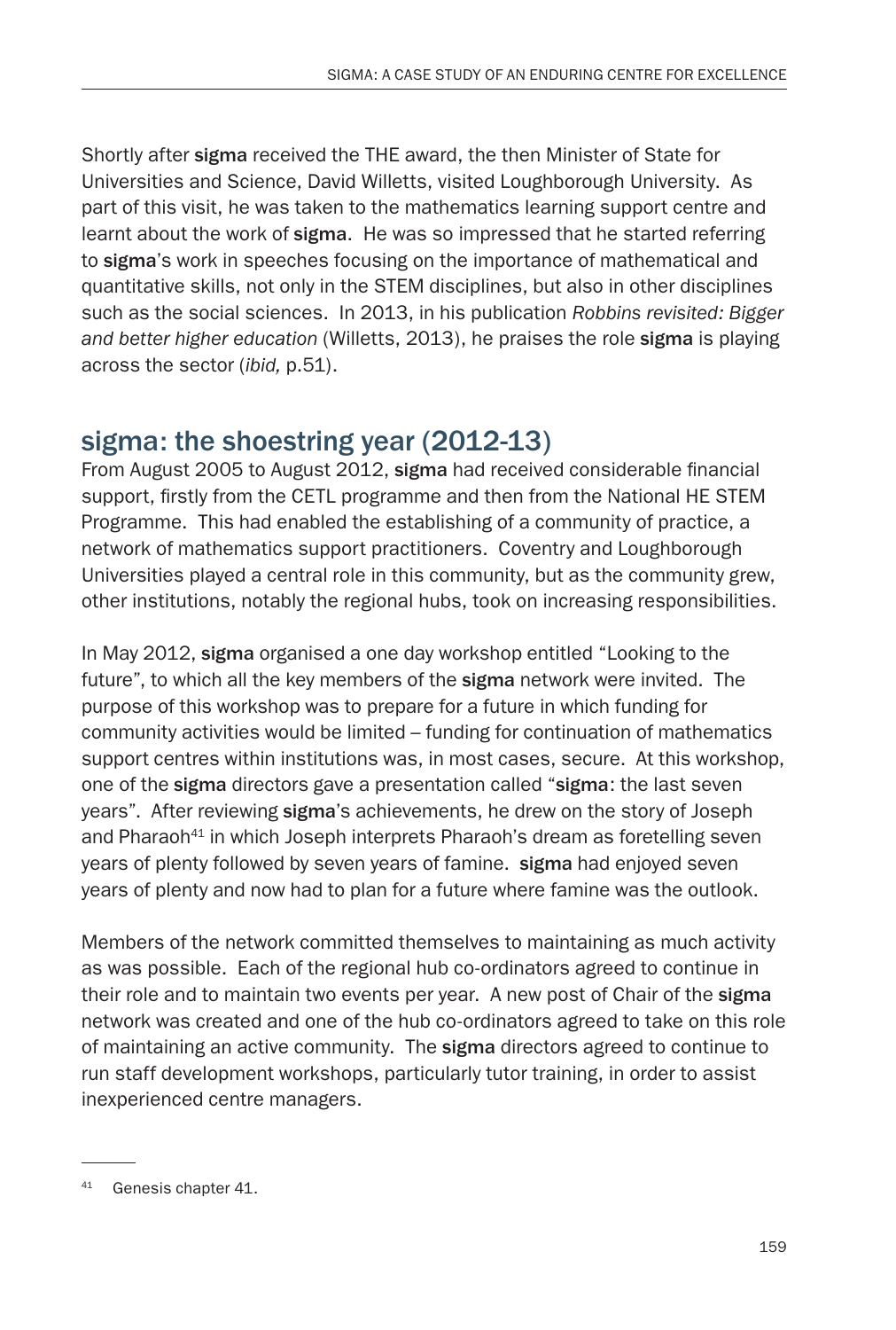Shortly after **sigma** received the THE award, the then Minister of State for Universities and Science, David Willetts, visited Loughborough University. As part of this visit, he was taken to the mathematics learning support centre and learnt about the work of **sigma**. He was so impressed that he started referring to **sigma**'s work in speeches focusing on the importance of mathematical and quantitative skills, not only in the STEM disciplines, but also in other disciplines such as the social sciences. In 2013, in his publication *Robbins revisited: Bigger and better higher education* (Willetts, 2013), he praises the role **sigma** is playing across the sector (*ibid,* p.51).

## sigma: the shoestring year (2012-13)

From August 2005 to August 2012, **sigma** had received considerable financial support, firstly from the CETL programme and then from the National HE STEM Programme. This had enabled the establishing of a community of practice, a network of mathematics support practitioners. Coventry and Loughborough Universities played a central role in this community, but as the community grew, other institutions, notably the regional hubs, took on increasing responsibilities.

In May 2012, **sigma** organised a one day workshop entitled "Looking to the future", to which all the key members of the **sigma** network were invited. The purpose of this workshop was to prepare for a future in which funding for community activities would be limited – funding for continuation of mathematics support centres within institutions was, in most cases, secure. At this workshop, one of the **sigma** directors gave a presentation called "**sigma**: the last seven years". After reviewing **sigma**'s achievements, he drew on the story of Joseph and Pharaoh[41] in which Joseph interprets Pharaoh's dream as foretelling seven years of plenty followed by seven years of famine. **sigma** had enjoyed seven years of plenty and now had to plan for a future where famine was the outlook.

Members of the network committed themselves to maintaining as much activity as was possible. Each of the regional hub co-ordinators agreed to continue in their role and to maintain two events per year. A new post of Chair of the **sigma** network was created and one of the hub co-ordinators agreed to take on this role of maintaining an active community. The **sigma** directors agreed to continue to run staff development workshops, particularly tutor training, in order to assist inexperienced centre managers.

---

[41] Genesis chapter 41.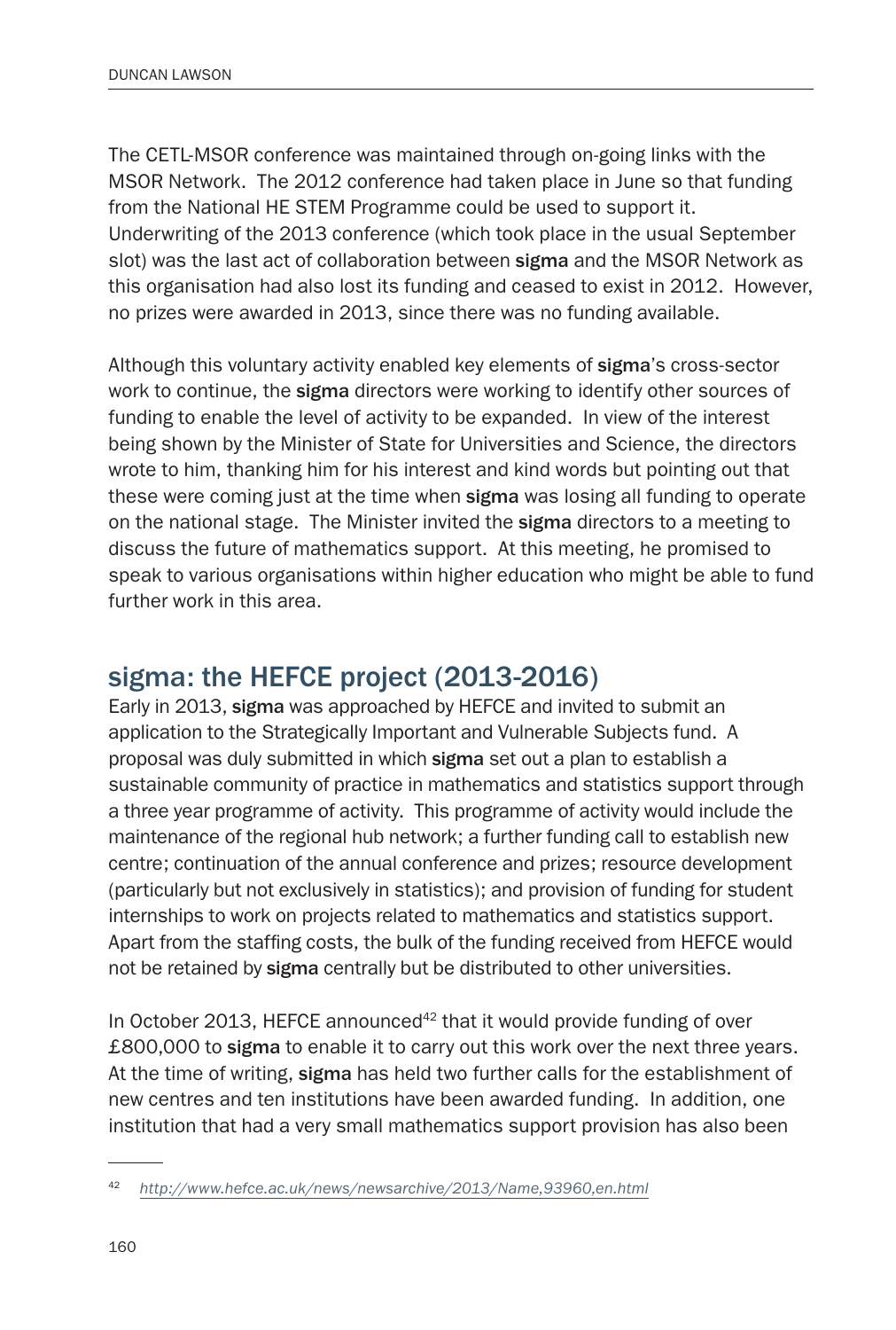The CETL-MSOR conference was maintained through on-going links with the MSOR Network. The 2012 conference had taken place in June so that funding from the National HE STEM Programme could be used to support it. Underwriting of the 2013 conference (which took place in the usual September slot) was the last act of collaboration between **sigma** and the MSOR Network as this organisation had also lost its funding and ceased to exist in 2012. However, no prizes were awarded in 2013, since there was no funding available.

Although this voluntary activity enabled key elements of **sigma**'s cross-sector work to continue, the **sigma** directors were working to identify other sources of funding to enable the level of activity to be expanded. In view of the interest being shown by the Minister of State for Universities and Science, the directors wrote to him, thanking him for his interest and kind words but pointing out that these were coming just at the time when **sigma** was losing all funding to operate on the national stage. The Minister invited the **sigma** directors to a meeting to discuss the future of mathematics support. At this meeting, he promised to speak to various organisations within higher education who might be able to fund further work in this area.

## sigma: the HEFCE project (2013-2016)

Early in 2013, **sigma** was approached by HEFCE and invited to submit an application to the Strategically Important and Vulnerable Subjects fund. A proposal was duly submitted in which **sigma** set out a plan to establish a sustainable community of practice in mathematics and statistics support through a three year programme of activity. This programme of activity would include the maintenance of the regional hub network; a further funding call to establish new centre; continuation of the annual conference and prizes; resource development (particularly but not exclusively in statistics); and provision of funding for student internships to work on projects related to mathematics and statistics support. Apart from the staffing costs, the bulk of the funding received from HEFCE would not be retained by **sigma** centrally but be distributed to other universities.

In October 2013, HEFCE announced[42] that it would provide funding of over £800,000 to **sigma** to enable it to carry out this work over the next three years. At the time of writing, **sigma** has held two further calls for the establishment of new centres and ten institutions have been awarded funding. In addition, one institution that had a very small mathematics support provision has also been

---

[42] *http://www.hefce.ac.uk/news/newsarchive/2013/Name,93960,en.html*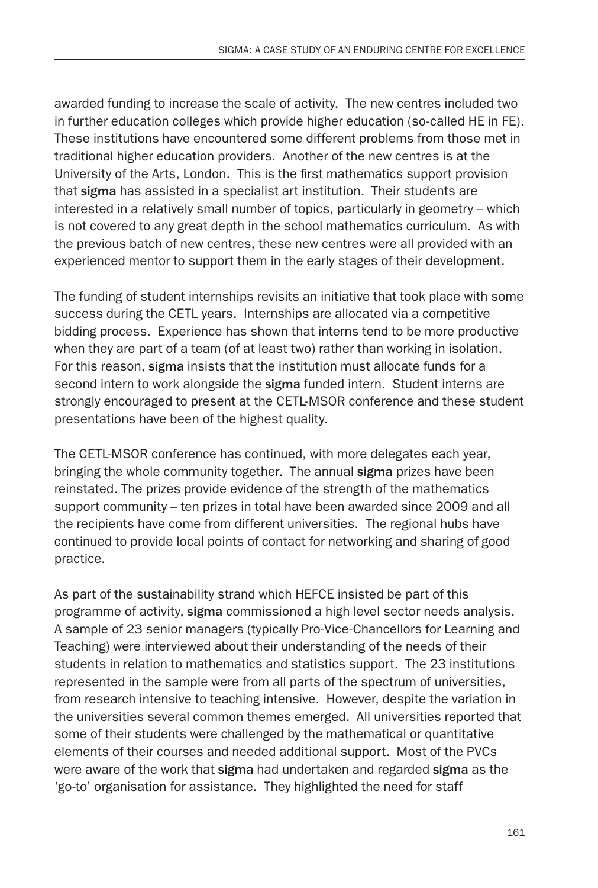awarded funding to increase the scale of activity. The new centres included two in further education colleges which provide higher education (so-called HE in FE). These institutions have encountered some different problems from those met in traditional higher education providers. Another of the new centres is at the University of the Arts, London. This is the first mathematics support provision that **sigma** has assisted in a specialist art institution. Their students are interested in a relatively small number of topics, particularly in geometry – which is not covered to any great depth in the school mathematics curriculum. As with the previous batch of new centres, these new centres were all provided with an experienced mentor to support them in the early stages of their development.

The funding of student internships revisits an initiative that took place with some success during the CETL years. Internships are allocated via a competitive bidding process. Experience has shown that interns tend to be more productive when they are part of a team (of at least two) rather than working in isolation. For this reason, **sigma** insists that the institution must allocate funds for a second intern to work alongside the **sigma** funded intern. Student interns are strongly encouraged to present at the CETL-MSOR conference and these student presentations have been of the highest quality.

The CETL-MSOR conference has continued, with more delegates each year, bringing the whole community together. The annual **sigma** prizes have been reinstated. The prizes provide evidence of the strength of the mathematics support community – ten prizes in total have been awarded since 2009 and all the recipients have come from different universities. The regional hubs have continued to provide local points of contact for networking and sharing of good practice.

As part of the sustainability strand which HEFCE insisted be part of this programme of activity, **sigma** commissioned a high level sector needs analysis. A sample of 23 senior managers (typically Pro-Vice-Chancellors for Learning and Teaching) were interviewed about their understanding of the needs of their students in relation to mathematics and statistics support. The 23 institutions represented in the sample were from all parts of the spectrum of universities, from research intensive to teaching intensive. However, despite the variation in the universities several common themes emerged. All universities reported that some of their students were challenged by the mathematical or quantitative elements of their courses and needed additional support. Most of the PVCs were aware of the work that **sigma** had undertaken and regarded **sigma** as the 'go-to' organisation for assistance. They highlighted the need for staff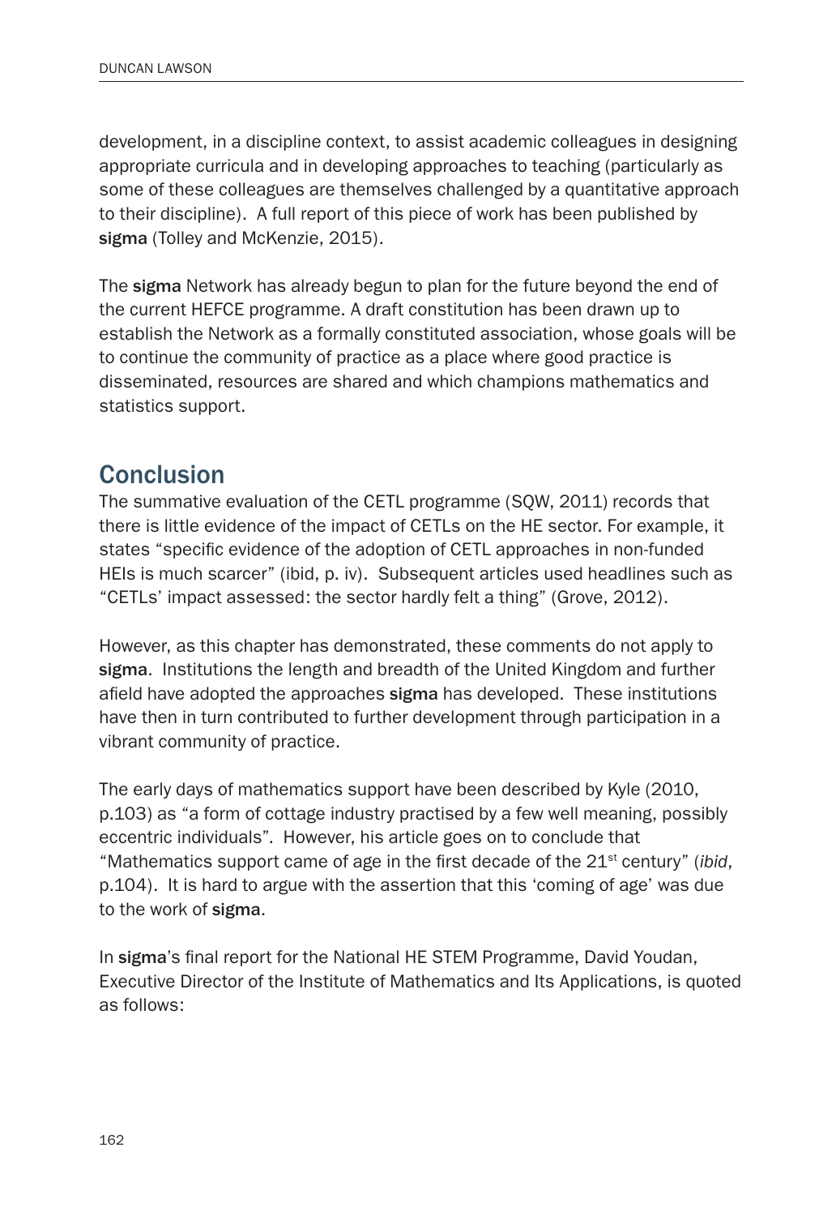development, in a discipline context, to assist academic colleagues in designing appropriate curricula and in developing approaches to teaching (particularly as some of these colleagues are themselves challenged by a quantitative approach to their discipline). A full report of this piece of work has been published by **sigma** (Tolley and McKenzie, 2015).

The **sigma** Network has already begun to plan for the future beyond the end of the current HEFCE programme. A draft constitution has been drawn up to establish the Network as a formally constituted association, whose goals will be to continue the community of practice as a place where good practice is disseminated, resources are shared and which champions mathematics and statistics support.

## Conclusion

The summative evaluation of the CETL programme (SQW, 2011) records that there is little evidence of the impact of CETLs on the HE sector. For example, it states "specific evidence of the adoption of CETL approaches in non-funded HEIs is much scarcer" (ibid, p. iv). Subsequent articles used headlines such as "CETLs' impact assessed: the sector hardly felt a thing" (Grove, 2012).

However, as this chapter has demonstrated, these comments do not apply to **sigma**. Institutions the length and breadth of the United Kingdom and further afield have adopted the approaches **sigma** has developed. These institutions have then in turn contributed to further development through participation in a vibrant community of practice.

The early days of mathematics support have been described by Kyle (2010, p.103) as "a form of cottage industry practised by a few well meaning, possibly eccentric individuals". However, his article goes on to conclude that "Mathematics support came of age in the first decade of the 21st century" (*ibid*, p.104). It is hard to argue with the assertion that this 'coming of age' was due to the work of **sigma**.

In **sigma**'s final report for the National HE STEM Programme, David Youdan, Executive Director of the Institute of Mathematics and Its Applications, is quoted as follows: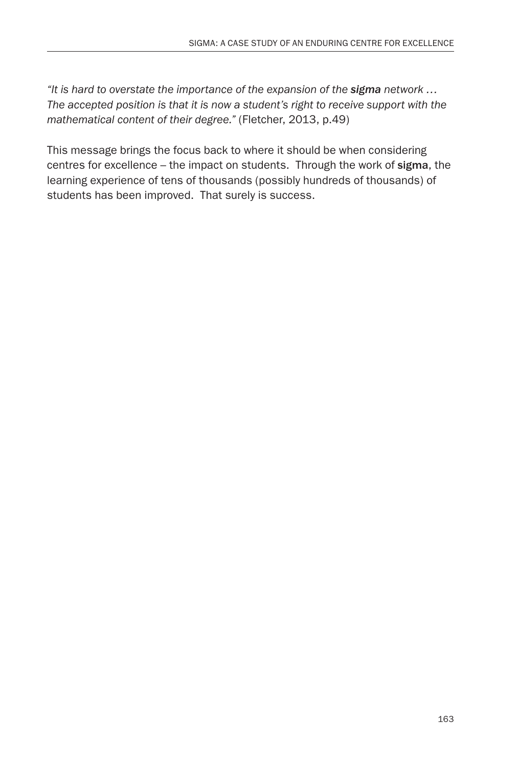*"It is hard to overstate the importance of the expansion of the **sigma** network … The accepted position is that it is now a student's right to receive support with the mathematical content of their degree."* (Fletcher, 2013, p.49)

This message brings the focus back to where it should be when considering centres for excellence – the impact on students. Through the work of **sigma**, the learning experience of tens of thousands (possibly hundreds of thousands) of students has been improved. That surely is success.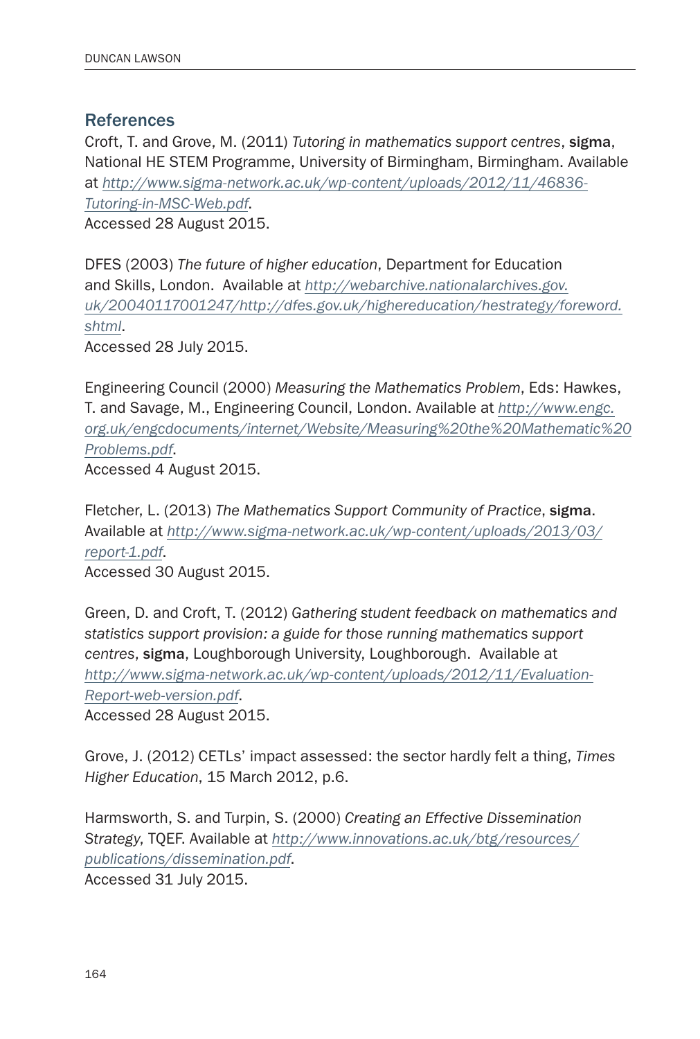## References

Croft, T. and Grove, M. (2011) *Tutoring in mathematics support centres*, **sigma**, National HE STEM Programme, University of Birmingham, Birmingham. Available at *http://www.sigma-network.ac.uk/wp-content/uploads/2012/11/46836-Tutoring-in-MSC-Web.pdf*.
Accessed 28 August 2015.

DFES (2003) *The future of higher education*, Department for Education and Skills, London. Available at *http://webarchive.nationalarchives.gov.uk/20040117001247/http://dfes.gov.uk/highereducation/hestrategy/foreword.shtml*.
Accessed 28 July 2015.

Engineering Council (2000) *Measuring the Mathematics Problem*, Eds: Hawkes, T. and Savage, M., Engineering Council, London. Available at *http://www.engc.org.uk/engcdocuments/internet/Website/Measuring%20the%20Mathematic%20Problems.pdf*.
Accessed 4 August 2015.

Fletcher, L. (2013) *The Mathematics Support Community of Practice*, **sigma**. Available at *http://www.sigma-network.ac.uk/wp-content/uploads/2013/03/report-1.pdf*.
Accessed 30 August 2015.

Green, D. and Croft, T. (2012) *Gathering student feedback on mathematics and statistics support provision: a guide for those running mathematics support centres*, **sigma**, Loughborough University, Loughborough. Available at *http://www.sigma-network.ac.uk/wp-content/uploads/2012/11/Evaluation-Report-web-version.pdf*.
Accessed 28 August 2015.

Grove, J. (2012) CETLs' impact assessed: the sector hardly felt a thing, *Times Higher Education*, 15 March 2012, p.6.

Harmsworth, S. and Turpin, S. (2000) *Creating an Effective Dissemination Strategy*, TQEF. Available at *http://www.innovations.ac.uk/btg/resources/publications/dissemination.pdf*.
Accessed 31 July 2015.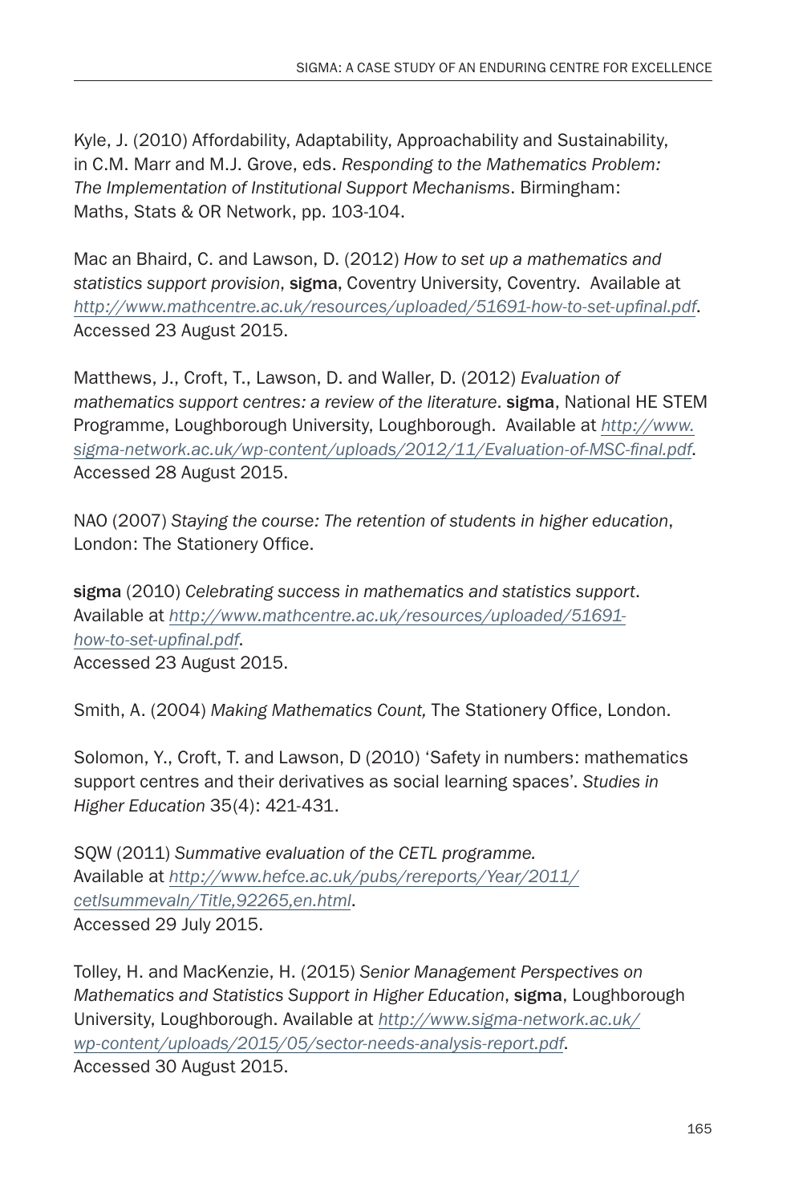Kyle, J. (2010) Affordability, Adaptability, Approachability and Sustainability, in C.M. Marr and M.J. Grove, eds. *Responding to the Mathematics Problem: The Implementation of Institutional Support Mechanisms*. Birmingham: Maths, Stats & OR Network, pp. 103-104.

Mac an Bhaird, C. and Lawson, D. (2012) *How to set up a mathematics and statistics support provision*, **sigma**, Coventry University, Coventry. Available at *http://www.mathcentre.ac.uk/resources/uploaded/51691-how-to-set-upfinal.pdf*. Accessed 23 August 2015.

Matthews, J., Croft, T., Lawson, D. and Waller, D. (2012) *Evaluation of mathematics support centres: a review of the literature*. **sigma**, National HE STEM Programme, Loughborough University, Loughborough. Available at *http://www.sigma-network.ac.uk/wp-content/uploads/2012/11/Evaluation-of-MSC-final.pdf*. Accessed 28 August 2015.

NAO (2007) *Staying the course: The retention of students in higher education*, London: The Stationery Office.

**sigma** (2010) *Celebrating success in mathematics and statistics support*. Available at *http://www.mathcentre.ac.uk/resources/uploaded/51691-how-to-set-upfinal.pdf*.
Accessed 23 August 2015.

Smith, A. (2004) *Making Mathematics Count,* The Stationery Office, London.

Solomon, Y., Croft, T. and Lawson, D (2010) 'Safety in numbers: mathematics support centres and their derivatives as social learning spaces'. *Studies in Higher Education* 35(4): 421-431.

SQW (2011) *Summative evaluation of the CETL programme.*
Available at *http://www.hefce.ac.uk/pubs/rereports/Year/2011/cetlsummevaln/Title,92265,en.html*.
Accessed 29 July 2015.

Tolley, H. and MacKenzie, H. (2015) *Senior Management Perspectives on Mathematics and Statistics Support in Higher Education*, **sigma**, Loughborough University, Loughborough. Available at *http://www.sigma-network.ac.uk/wp-content/uploads/2015/05/sector-needs-analysis-report.pdf*.
Accessed 30 August 2015.